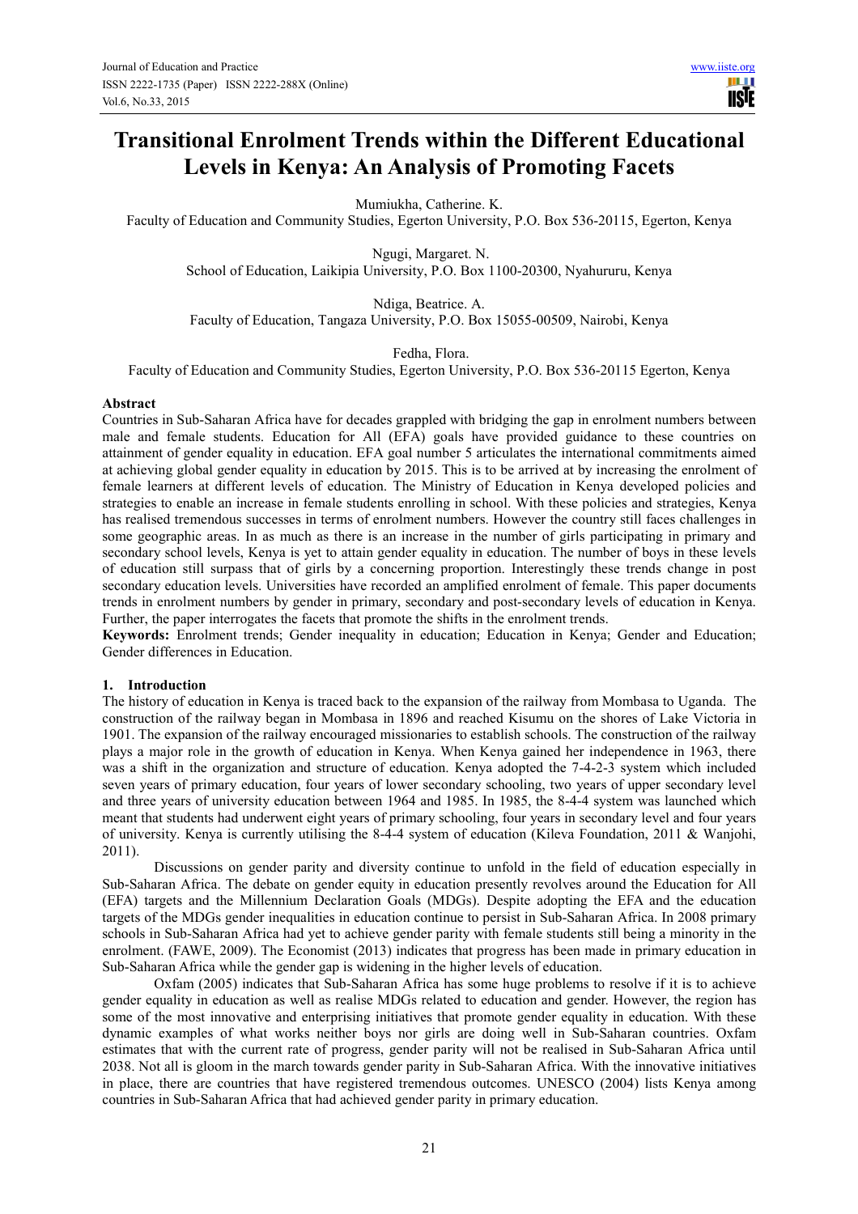# Transitional Enrolment Trends within the Different Educational Levels in Kenya: An Analysis of Promoting Facets

Mumiukha, Catherine. K.

Faculty of Education and Community Studies, Egerton University, P.O. Box 536-20115, Egerton, Kenya

Ngugi, Margaret. N.

School of Education, Laikipia University, P.O. Box 1100-20300, Nyahururu, Kenya

Ndiga, Beatrice. A.

Faculty of Education, Tangaza University, P.O. Box 15055-00509, Nairobi, Kenya

Fedha, Flora.

Faculty of Education and Community Studies, Egerton University, P.O. Box 536-20115 Egerton, Kenya

**Abstract**

Countries in Sub-Saharan Africa have for decades grappled with bridging the gap in enrolment numbers between male and female students. Education for All (EFA) goals have provided guidance to these countries on attainment of gender equality in education. EFA goal number 5 articulates the international commitments aimed at achieving global gender equality in education by 2015. This is to be arrived at by increasing the enrolment of female learners at different levels of education. The Ministry of Education in Kenya developed policies and strategies to enable an increase in female students enrolling in school. With these policies and strategies, Kenya has realised tremendous successes in terms of enrolment numbers. However the country still faces challenges in some geographic areas. In as much as there is an increase in the number of girls participating in primary and secondary school levels, Kenya is yet to attain gender equality in education. The number of boys in these levels of education still surpass that of girls by a concerning proportion. Interestingly these trends change in post secondary education levels. Universities have recorded an amplified enrolment of female. This paper documents trends in enrolment numbers by gender in primary, secondary and post-secondary levels of education in Kenya. Further, the paper interrogates the facets that promote the shifts in the enrolment trends.

**Keywords:** Enrolment trends; Gender inequality in education; Education in Kenya; Gender and Education; Gender differences in Education.

## 1. Introduction

The history of education in Kenya is traced back to the expansion of the railway from Mombasa to Uganda. The construction of the railway began in Mombasa in 1896 and reached Kisumu on the shores of Lake Victoria in 1901. The expansion of the railway encouraged missionaries to establish schools. The construction of the railway plays a major role in the growth of education in Kenya. When Kenya gained her independence in 1963, there was a shift in the organization and structure of education. Kenya adopted the 7-4-2-3 system which included seven years of primary education, four years of lower secondary schooling, two years of upper secondary level and three years of university education between 1964 and 1985. In 1985, the 8-4-4 system was launched which meant that students had underwent eight years of primary schooling, four years in secondary level and four years of university. Kenya is currently utilising the 8-4-4 system of education (Kileva Foundation, 2011 & Wanjohi, 2011).

Discussions on gender parity and diversity continue to unfold in the field of education especially in Sub-Saharan Africa. The debate on gender equity in education presently revolves around the Education for All (EFA) targets and the Millennium Declaration Goals (MDGs). Despite adopting the EFA and the education targets of the MDGs gender inequalities in education continue to persist in Sub-Saharan Africa. In 2008 primary schools in Sub-Saharan Africa had yet to achieve gender parity with female students still being a minority in the enrolment. (FAWE, 2009). The Economist (2013) indicates that progress has been made in primary education in Sub-Saharan Africa while the gender gap is widening in the higher levels of education.

Oxfam (2005) indicates that Sub-Saharan Africa has some huge problems to resolve if it is to achieve gender equality in education as well as realise MDGs related to education and gender. However, the region has some of the most innovative and enterprising initiatives that promote gender equality in education. With these dynamic examples of what works neither boys nor girls are doing well in Sub-Saharan countries. Oxfam estimates that with the current rate of progress, gender parity will not be realised in Sub-Saharan Africa until 2038. Not all is gloom in the march towards gender parity in Sub-Saharan Africa. With the innovative initiatives in place, there are countries that have registered tremendous outcomes. UNESCO (2004) lists Kenya among countries in Sub-Saharan Africa that had achieved gender parity in primary education.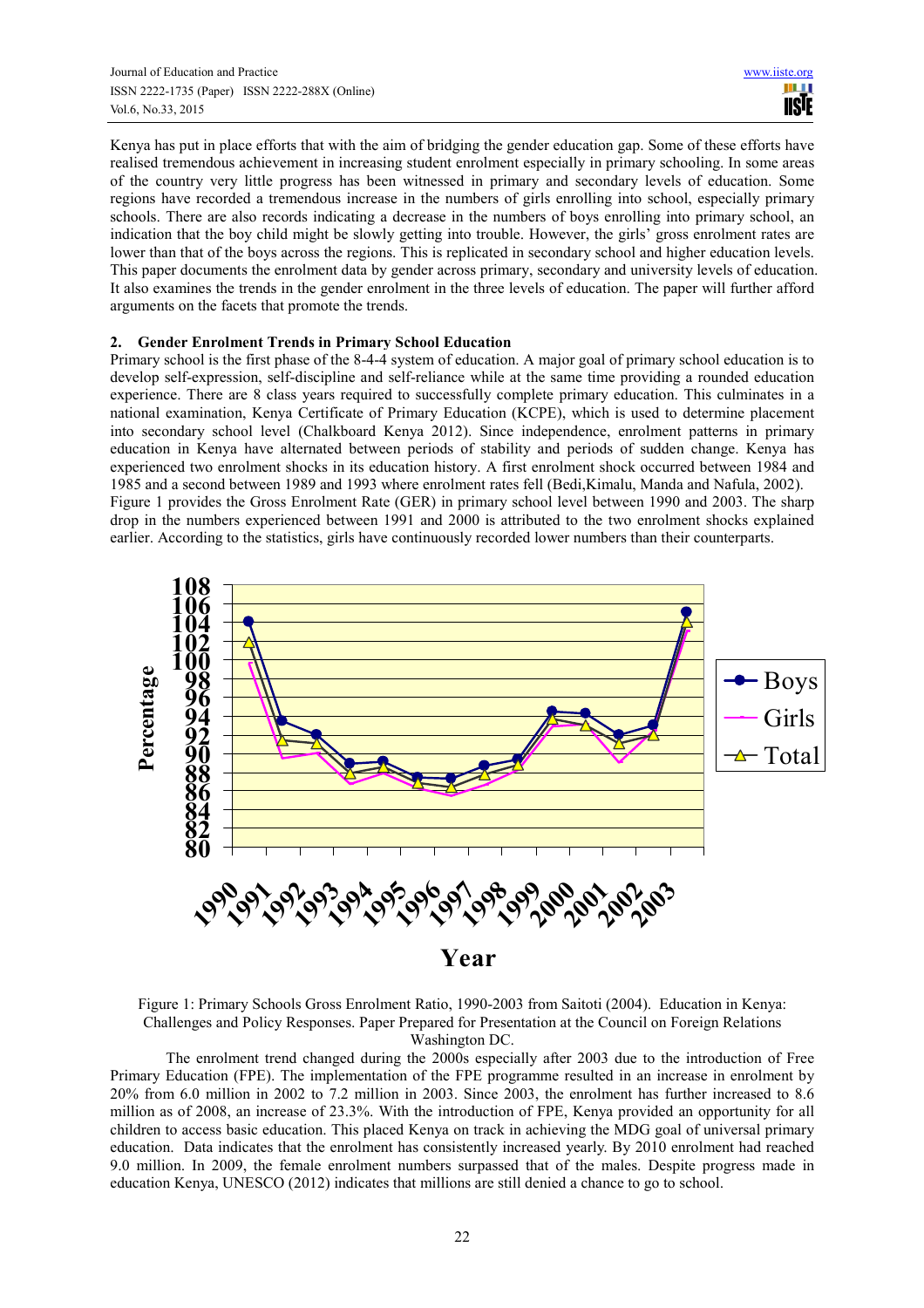Kenya has put in place efforts that with the aim of bridging the gender education gap. Some of these efforts have realised tremendous achievement in increasing student enrolment especially in primary schooling. In some areas of the country very little progress has been witnessed in primary and secondary levels of education. Some regions have recorded a tremendous increase in the numbers of girls enrolling into school, especially primary schools. There are also records indicating a decrease in the numbers of boys enrolling into primary school, an indication that the boy child might be slowly getting into trouble. However, the girls' gross enrolment rates are lower than that of the boys across the regions. This is replicated in secondary school and higher education levels. This paper documents the enrolment data by gender across primary, secondary and university levels of education. It also examines the trends in the gender enrolment in the three levels of education. The paper will further afford arguments on the facets that promote the trends.

## 2. Gender Enrolment Trends in Primary School Education

Primary school is the first phase of the 8-4-4 system of education. A major goal of primary school education is to develop self-expression, self-discipline and self-reliance while at the same time providing a rounded education experience. There are 8 class years required to successfully complete primary education. This culminates in a national examination, Kenya Certificate of Primary Education (KCPE), which is used to determine placement into secondary school level (Chalkboard Kenya 2012). Since independence, enrolment patterns in primary education in Kenya have alternated between periods of stability and periods of sudden change. Kenya has experienced two enrolment shocks in its education history. A first enrolment shock occurred between 1984 and 1985 and a second between 1989 and 1993 where enrolment rates fell (Bedi,Kimalu, Manda and Nafula, 2002). Figure 1 provides the Gross Enrolment Rate (GER) in primary school level between 1990 and 2003. The sharp drop in the numbers experienced between 1991 and 2000 is attributed to the two enrolment shocks explained earlier. According to the statistics, girls have continuously recorded lower numbers than their counterparts.

Figure 1: Primary Schools Gross Enrolment Ratio, 1990-2003 from Saitoti (2004). Education in Kenya: Challenges and Policy Responses. Paper Prepared for Presentation at the Council on Foreign Relations Washington DC.

The enrolment trend changed during the 2000s especially after 2003 due to the introduction of Free Primary Education (FPE). The implementation of the FPE programme resulted in an increase in enrolment by 20% from 6.0 million in 2002 to 7.2 million in 2003. Since 2003, the enrolment has further increased to 8.6 million as of 2008, an increase of 23.3%. With the introduction of FPE, Kenya provided an opportunity for all children to access basic education. This placed Kenya on track in achieving the MDG goal of universal primary education. Data indicates that the enrolment has consistently increased yearly. By 2010 enrolment had reached 9.0 million. In 2009, the female enrolment numbers surpassed that of the males. Despite progress made in education Kenya, UNESCO (2012) indicates that millions are still denied a chance to go to school.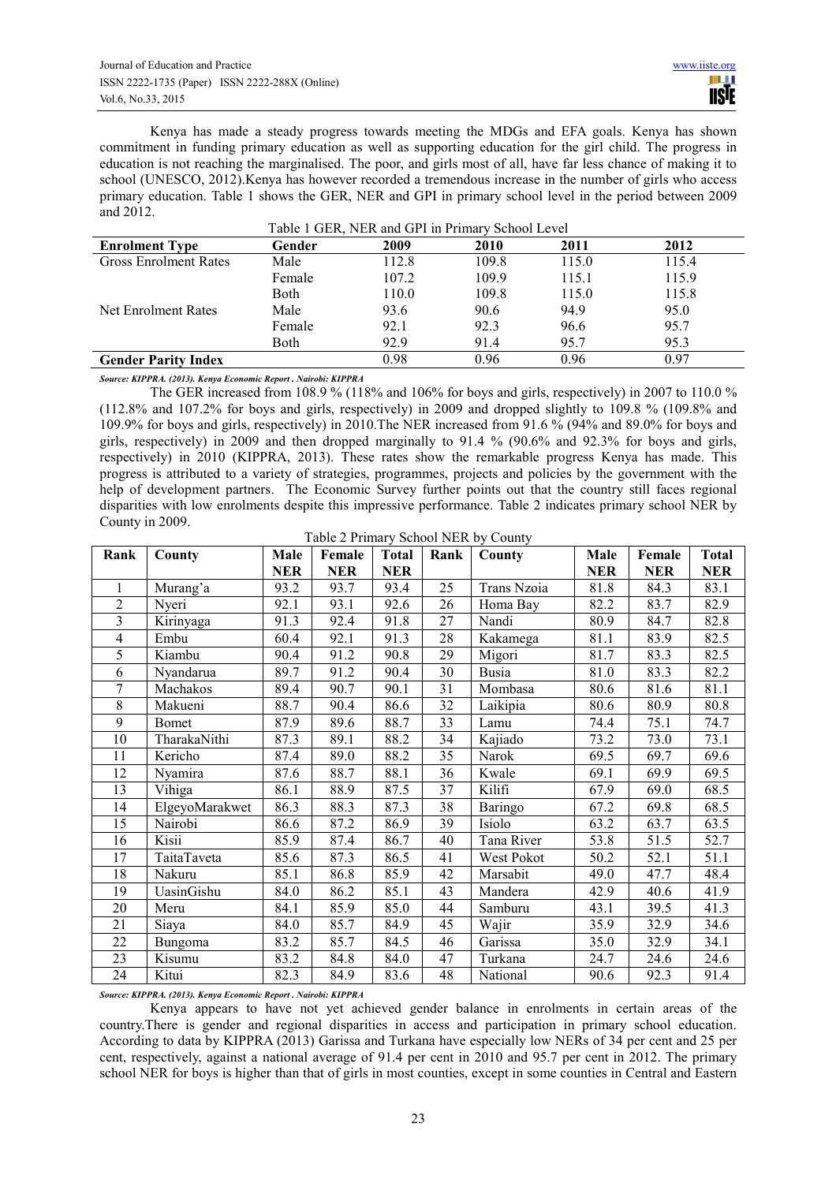Kenya has made a steady progress towards meeting the MDGs and EFA goals. Kenya has shown commitment in funding primary education as well as supporting education for the girl child. The progress in education is not reaching the marginalised. The poor, and girls most of all, have far less chance of making it to school (UNESCO, 2012).Kenya has however recorded a tremendous increase in the number of girls who access primary education. Table 1 shows the GER, NER and GPI in primary school level in the period between 2009 and 2012.

Table 1 GER, NER and GPI in Primary School Level

| Enrolment Type | Gender | 2009 | 2010 | 2011 | 2012 |
|---|---|---|---|---|---|
| Gross Enrolment Rates | Male | 112.8 | 109.8 | 115.0 | 115.4 |
| | Female | 107.2 | 109.9 | 115.1 | 115.9 |
| | Both | 110.0 | 109.8 | 115.0 | 115.8 |
| Net Enrolment Rates | Male | 93.6 | 90.6 | 94.9 | 95.0 |
| | Female | 92.1 | 92.3 | 96.6 | 95.7 |
| | Both | 92.9 | 91.4 | 95.7 | 95.3 |
| **Gender Parity Index** | | 0.98 | 0.96 | 0.96 | 0.97 |

***Source: KIPPRA. (2013). Kenya Economic Report . Nairobi: KIPPRA***

The GER increased from 108.9 % (118% and 106% for boys and girls, respectively) in 2007 to 110.0 % (112.8% and 107.2% for boys and girls, respectively) in 2009 and dropped slightly to 109.8 % (109.8% and 109.9% for boys and girls, respectively) in 2010.The NER increased from 91.6 % (94% and 89.0% for boys and girls, respectively) in 2009 and then dropped marginally to 91.4 % (90.6% and 92.3% for boys and girls, respectively) in 2010 (KIPPRA, 2013). These rates show the remarkable progress Kenya has made. This progress is attributed to a variety of strategies, programmes, projects and policies by the government with the help of development partners. The Economic Survey further points out that the country still faces regional disparities with low enrolments despite this impressive performance. Table 2 indicates primary school NER by County in 2009.

Table 2 Primary School NER by County

| Rank | County | Male NER | Female NER | Total NER | Rank | County | Male NER | Female NER | Total NER |
|---|---|---|---|---|---|---|---|---|---|
| 1 | Murang'a | 93.2 | 93.7 | 93.4 | 25 | Trans Nzoia | 81.8 | 84.3 | 83.1 |
| 2 | Nyeri | 92.1 | 93.1 | 92.6 | 26 | Homa Bay | 82.2 | 83.7 | 82.9 |
| 3 | Kirinyaga | 91.3 | 92.4 | 91.8 | 27 | Nandi | 80.9 | 84.7 | 82.8 |
| 4 | Embu | 60.4 | 92.1 | 91.3 | 28 | Kakamega | 81.1 | 83.9 | 82.5 |
| 5 | Kiambu | 90.4 | 91.2 | 90.8 | 29 | Migori | 81.7 | 83.3 | 82.5 |
| 6 | Nyandarua | 89.7 | 91.2 | 90.4 | 30 | Busia | 81.0 | 83.3 | 82.2 |
| 7 | Machakos | 89.4 | 90.7 | 90.1 | 31 | Mombasa | 80.6 | 81.6 | 81.1 |
| 8 | Makueni | 88.7 | 90.4 | 86.6 | 32 | Laikipia | 80.6 | 80.9 | 80.8 |
| 9 | Bomet | 87.9 | 89.6 | 88.7 | 33 | Lamu | 74.4 | 75.1 | 74.7 |
| 10 | TharakaNithi | 87.3 | 89.1 | 88.2 | 34 | Kajiado | 73.2 | 73.0 | 73.1 |
| 11 | Kericho | 87.4 | 89.0 | 88.2 | 35 | Narok | 69.5 | 69.7 | 69.6 |
| 12 | Nyamira | 87.6 | 88.7 | 88.1 | 36 | Kwale | 69.1 | 69.9 | 69.5 |
| 13 | Vihiga | 86.1 | 88.9 | 87.5 | 37 | Kilifi | 67.9 | 69.0 | 68.5 |
| 14 | ElgeyoMarakwet | 86.3 | 88.3 | 87.3 | 38 | Baringo | 67.2 | 69.8 | 68.5 |
| 15 | Nairobi | 86.6 | 87.2 | 86.9 | 39 | Isiolo | 63.2 | 63.7 | 63.5 |
| 16 | Kisii | 85.9 | 87.4 | 86.7 | 40 | Tana River | 53.8 | 51.5 | 52.7 |
| 17 | TaitaTaveta | 85.6 | 87.3 | 86.5 | 41 | West Pokot | 50.2 | 52.1 | 51.1 |
| 18 | Nakuru | 85.1 | 86.8 | 85.9 | 42 | Marsabit | 49.0 | 47.7 | 48.4 |
| 19 | UasinGishu | 84.0 | 86.2 | 85.1 | 43 | Mandera | 42.9 | 40.6 | 41.9 |
| 20 | Meru | 84.1 | 85.9 | 85.0 | 44 | Samburu | 43.1 | 39.5 | 41.3 |
| 21 | Siaya | 84.0 | 85.7 | 84.9 | 45 | Wajir | 35.9 | 32.9 | 34.6 |
| 22 | Bungoma | 83.2 | 85.7 | 84.5 | 46 | Garissa | 35.0 | 32.9 | 34.1 |
| 23 | Kisumu | 83.2 | 84.8 | 84.0 | 47 | Turkana | 24.7 | 24.6 | 24.6 |
| 24 | Kitui | 82.3 | 84.9 | 83.6 | 48 | National | 90.6 | 92.3 | 91.4 |

***Source: KIPPRA. (2013). Kenya Economic Report . Nairobi: KIPPRA***

Kenya appears to have not yet achieved gender balance in enrolments in certain areas of the country.There is gender and regional disparities in access and participation in primary school education. According to data by KIPPRA (2013) Garissa and Turkana have especially low NERs of 34 per cent and 25 per cent, respectively, against a national average of 91.4 per cent in 2010 and 95.7 per cent in 2012. The primary school NER for boys is higher than that of girls in most counties, except in some counties in Central and Eastern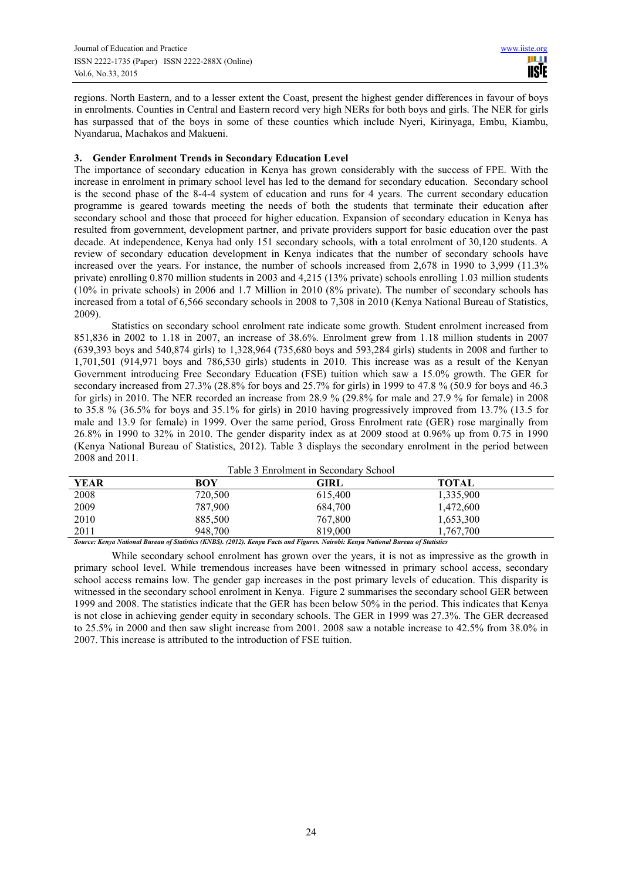regions. North Eastern, and to a lesser extent the Coast, present the highest gender differences in favour of boys in enrolments. Counties in Central and Eastern record very high NERs for both boys and girls. The NER for girls has surpassed that of the boys in some of these counties which include Nyeri, Kirinyaga, Embu, Kiambu, Nyandarua, Machakos and Makueni.

## 3. Gender Enrolment Trends in Secondary Education Level

The importance of secondary education in Kenya has grown considerably with the success of FPE. With the increase in enrolment in primary school level has led to the demand for secondary education. Secondary school is the second phase of the 8-4-4 system of education and runs for 4 years. The current secondary education programme is geared towards meeting the needs of both the students that terminate their education after secondary school and those that proceed for higher education. Expansion of secondary education in Kenya has resulted from government, development partner, and private providers support for basic education over the past decade. At independence, Kenya had only 151 secondary schools, with a total enrolment of 30,120 students. A review of secondary education development in Kenya indicates that the number of secondary schools have increased over the years. For instance, the number of schools increased from 2,678 in 1990 to 3,999 (11.3% private) enrolling 0.870 million students in 2003 and 4,215 (13% private) schools enrolling 1.03 million students (10% in private schools) in 2006 and 1.7 Million in 2010 (8% private). The number of secondary schools has increased from a total of 6,566 secondary schools in 2008 to 7,308 in 2010 (Kenya National Bureau of Statistics, 2009).

Statistics on secondary school enrolment rate indicate some growth. Student enrolment increased from 851,836 in 2002 to 1.18 in 2007, an increase of 38.6%. Enrolment grew from 1.18 million students in 2007 (639,393 boys and 540,874 girls) to 1,328,964 (735,680 boys and 593,284 girls) students in 2008 and further to 1,701,501 (914,971 boys and 786,530 girls) students in 2010. This increase was as a result of the Kenyan Government introducing Free Secondary Education (FSE) tuition which saw a 15.0% growth. The GER for secondary increased from 27.3% (28.8% for boys and 25.7% for girls) in 1999 to 47.8 % (50.9 for boys and 46.3 for girls) in 2010. The NER recorded an increase from 28.9 % (29.8% for male and 27.9 % for female) in 2008 to 35.8 % (36.5% for boys and 35.1% for girls) in 2010 having progressively improved from 13.7% (13.5 for male and 13.9 for female) in 1999. Over the same period, Gross Enrolment rate (GER) rose marginally from 26.8% in 1990 to 32% in 2010. The gender disparity index as at 2009 stood at 0.96% up from 0.75 in 1990 (Kenya National Bureau of Statistics, 2012). Table 3 displays the secondary enrolment in the period between 2008 and 2011.

Table 3 Enrolment in Secondary School

| YEAR | BOY | GIRL | TOTAL |
|---|---|---|---|
| 2008 | 720,500 | 615,400 | 1,335,900 |
| 2009 | 787,900 | 684,700 | 1,472,600 |
| 2010 | 885,500 | 767,800 | 1,653,300 |
| 2011 | 948,700 | 819,000 | 1,767,700 |

***Source: Kenya National Bureau of Statistics (KNBS). (2012). Kenya Facts and Figures. Nairobi: Kenya National Bureau of Statistics***

While secondary school enrolment has grown over the years, it is not as impressive as the growth in primary school level. While tremendous increases have been witnessed in primary school access, secondary school access remains low. The gender gap increases in the post primary levels of education. This disparity is witnessed in the secondary school enrolment in Kenya. Figure 2 summarises the secondary school GER between 1999 and 2008. The statistics indicate that the GER has been below 50% in the period. This indicates that Kenya is not close in achieving gender equity in secondary schools. The GER in 1999 was 27.3%. The GER decreased to 25.5% in 2000 and then saw slight increase from 2001. 2008 saw a notable increase to 42.5% from 38.0% in 2007. This increase is attributed to the introduction of FSE tuition.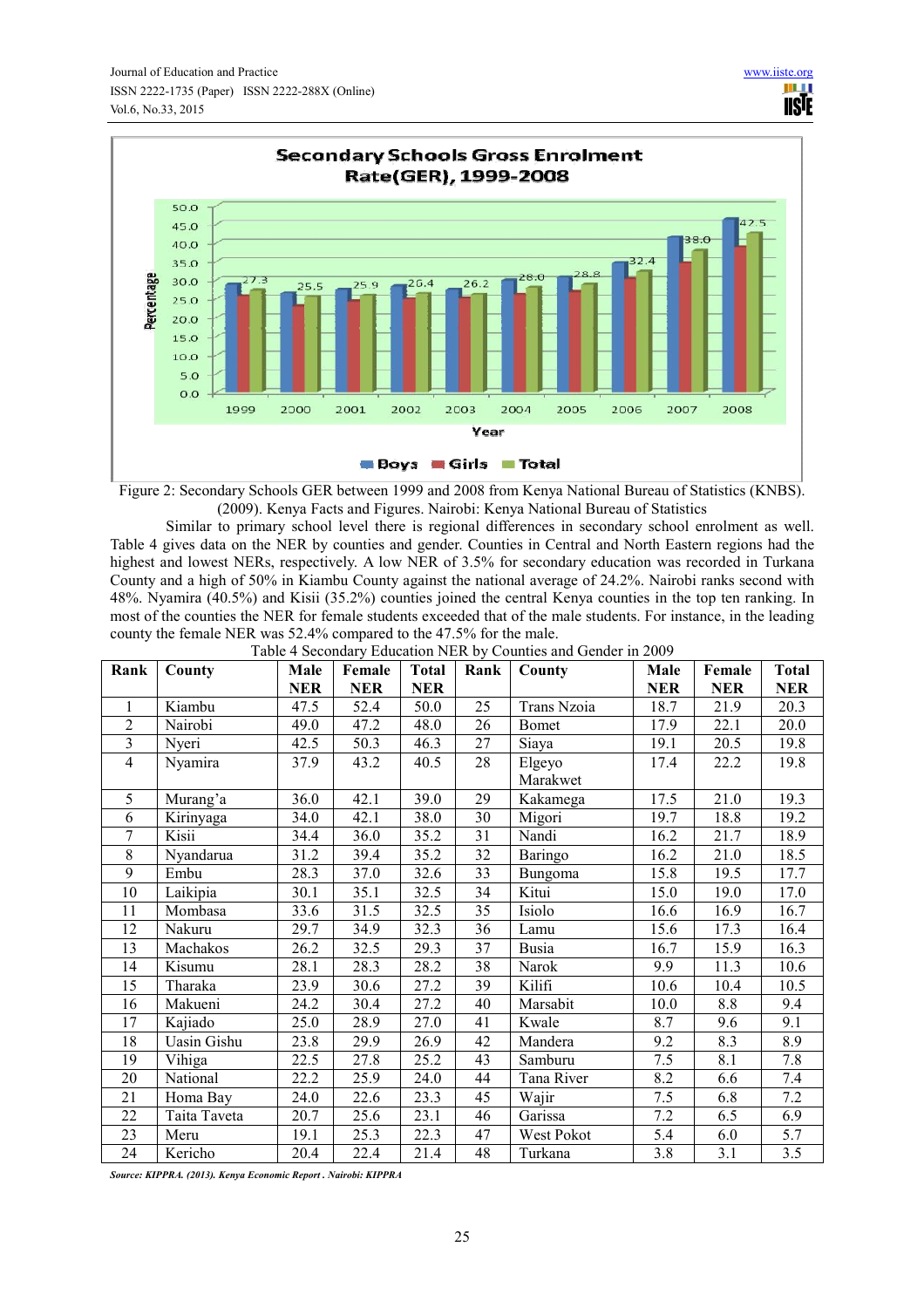Figure 2: Secondary Schools GER between 1999 and 2008 from Kenya National Bureau of Statistics (KNBS). (2009). Kenya Facts and Figures. Nairobi: Kenya National Bureau of Statistics

Similar to primary school level there is regional differences in secondary school enrolment as well. Table 4 gives data on the NER by counties and gender. Counties in Central and North Eastern regions had the highest and lowest NERs, respectively. A low NER of 3.5% for secondary education was recorded in Turkana County and a high of 50% in Kiambu County against the national average of 24.2%. Nairobi ranks second with 48%. Nyamira (40.5%) and Kisii (35.2%) counties joined the central Kenya counties in the top ten ranking. In most of the counties the NER for female students exceeded that of the male students. For instance, in the leading county the female NER was 52.4% compared to the 47.5% for the male.

Table 4 Secondary Education NER by Counties and Gender in 2009

| Rank | County | Male NER | Female NER | Total NER | Rank | County | Male NER | Female NER | Total NER |
|---|---|---|---|---|---|---|---|---|---|
| 1 | Kiambu | 47.5 | 52.4 | 50.0 | 25 | Trans Nzoia | 18.7 | 21.9 | 20.3 |
| 2 | Nairobi | 49.0 | 47.2 | 48.0 | 26 | Bomet | 17.9 | 22.1 | 20.0 |
| 3 | Nyeri | 42.5 | 50.3 | 46.3 | 27 | Siaya | 19.1 | 20.5 | 19.8 |
| 4 | Nyamira | 37.9 | 43.2 | 40.5 | 28 | Elgeyo Marakwet | 17.4 | 22.2 | 19.8 |
| 5 | Murang'a | 36.0 | 42.1 | 39.0 | 29 | Kakamega | 17.5 | 21.0 | 19.3 |
| 6 | Kirinyaga | 34.0 | 42.1 | 38.0 | 30 | Migori | 19.7 | 18.8 | 19.2 |
| 7 | Kisii | 34.4 | 36.0 | 35.2 | 31 | Nandi | 16.2 | 21.7 | 18.9 |
| 8 | Nyandarua | 31.2 | 39.4 | 35.2 | 32 | Baringo | 16.2 | 21.0 | 18.5 |
| 9 | Embu | 28.3 | 37.0 | 32.6 | 33 | Bungoma | 15.8 | 19.5 | 17.7 |
| 10 | Laikipia | 30.1 | 35.1 | 32.5 | 34 | Kitui | 15.0 | 19.0 | 17.0 |
| 11 | Mombasa | 33.6 | 31.5 | 32.5 | 35 | Isiolo | 16.6 | 16.9 | 16.7 |
| 12 | Nakuru | 29.7 | 34.9 | 32.3 | 36 | Lamu | 15.6 | 17.3 | 16.4 |
| 13 | Machakos | 26.2 | 32.5 | 29.3 | 37 | Busia | 16.7 | 15.9 | 16.3 |
| 14 | Kisumu | 28.1 | 28.3 | 28.2 | 38 | Narok | 9.9 | 11.3 | 10.6 |
| 15 | Tharaka | 23.9 | 30.6 | 27.2 | 39 | Kilifi | 10.6 | 10.4 | 10.5 |
| 16 | Makueni | 24.2 | 30.4 | 27.2 | 40 | Marsabit | 10.0 | 8.8 | 9.4 |
| 17 | Kajiado | 25.0 | 28.9 | 27.0 | 41 | Kwale | 8.7 | 9.6 | 9.1 |
| 18 | Uasin Gishu | 23.8 | 29.9 | 26.9 | 42 | Mandera | 9.2 | 8.3 | 8.9 |
| 19 | Vihiga | 22.5 | 27.8 | 25.2 | 43 | Samburu | 7.5 | 8.1 | 7.8 |
| 20 | National | 22.2 | 25.9 | 24.0 | 44 | Tana River | 8.2 | 6.6 | 7.4 |
| 21 | Homa Bay | 24.0 | 22.6 | 23.3 | 45 | Wajir | 7.5 | 6.8 | 7.2 |
| 22 | Taita Taveta | 20.7 | 25.6 | 23.1 | 46 | Garissa | 7.2 | 6.5 | 6.9 |
| 23 | Meru | 19.1 | 25.3 | 22.3 | 47 | West Pokot | 5.4 | 6.0 | 5.7 |
| 24 | Kericho | 20.4 | 22.4 | 21.4 | 48 | Turkana | 3.8 | 3.1 | 3.5 |

***Source: KIPPRA. (2013). Kenya Economic Report . Nairobi: KIPPRA***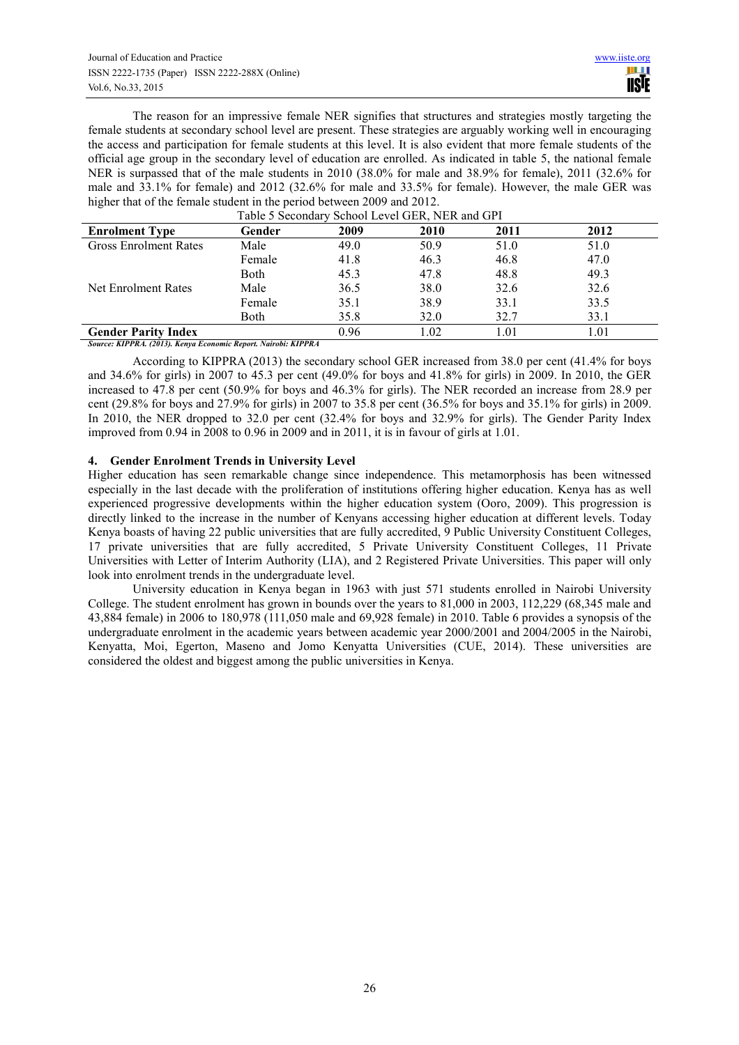The reason for an impressive female NER signifies that structures and strategies mostly targeting the female students at secondary school level are present. These strategies are arguably working well in encouraging the access and participation for female students at this level. It is also evident that more female students of the official age group in the secondary level of education are enrolled. As indicated in table 5, the national female NER is surpassed that of the male students in 2010 (38.0% for male and 38.9% for female), 2011 (32.6% for male and 33.1% for female) and 2012 (32.6% for male and 33.5% for female). However, the male GER was higher that of the female student in the period between 2009 and 2012.

Table 5 Secondary School Level GER, NER and GPI

| Enrolment Type | Gender | 2009 | 2010 | 2011 | 2012 |
|---|---|---|---|---|---|
| Gross Enrolment Rates | Male | 49.0 | 50.9 | 51.0 | 51.0 |
| | Female | 41.8 | 46.3 | 46.8 | 47.0 |
| | Both | 45.3 | 47.8 | 48.8 | 49.3 |
| Net Enrolment Rates | Male | 36.5 | 38.0 | 32.6 | 32.6 |
| | Female | 35.1 | 38.9 | 33.1 | 33.5 |
| | Both | 35.8 | 32.0 | 32.7 | 33.1 |
| **Gender Parity Index** | | 0.96 | 1.02 | 1.01 | 1.01 |

***Source: KIPPRA. (2013). Kenya Economic Report. Nairobi: KIPPRA***

According to KIPPRA (2013) the secondary school GER increased from 38.0 per cent (41.4% for boys and 34.6% for girls) in 2007 to 45.3 per cent (49.0% for boys and 41.8% for girls) in 2009. In 2010, the GER increased to 47.8 per cent (50.9% for boys and 46.3% for girls). The NER recorded an increase from 28.9 per cent (29.8% for boys and 27.9% for girls) in 2007 to 35.8 per cent (36.5% for boys and 35.1% for girls) in 2009. In 2010, the NER dropped to 32.0 per cent (32.4% for boys and 32.9% for girls). The Gender Parity Index improved from 0.94 in 2008 to 0.96 in 2009 and in 2011, it is in favour of girls at 1.01.

## 4. Gender Enrolment Trends in University Level

Higher education has seen remarkable change since independence. This metamorphosis has been witnessed especially in the last decade with the proliferation of institutions offering higher education. Kenya has as well experienced progressive developments within the higher education system (Ooro, 2009). This progression is directly linked to the increase in the number of Kenyans accessing higher education at different levels. Today Kenya boasts of having 22 public universities that are fully accredited, 9 Public University Constituent Colleges, 17 private universities that are fully accredited, 5 Private University Constituent Colleges, 11 Private Universities with Letter of Interim Authority (LIA), and 2 Registered Private Universities. This paper will only look into enrolment trends in the undergraduate level.

University education in Kenya began in 1963 with just 571 students enrolled in Nairobi University College. The student enrolment has grown in bounds over the years to 81,000 in 2003, 112,229 (68,345 male and 43,884 female) in 2006 to 180,978 (111,050 male and 69,928 female) in 2010. Table 6 provides a synopsis of the undergraduate enrolment in the academic years between academic year 2000/2001 and 2004/2005 in the Nairobi, Kenyatta, Moi, Egerton, Maseno and Jomo Kenyatta Universities (CUE, 2014). These universities are considered the oldest and biggest among the public universities in Kenya.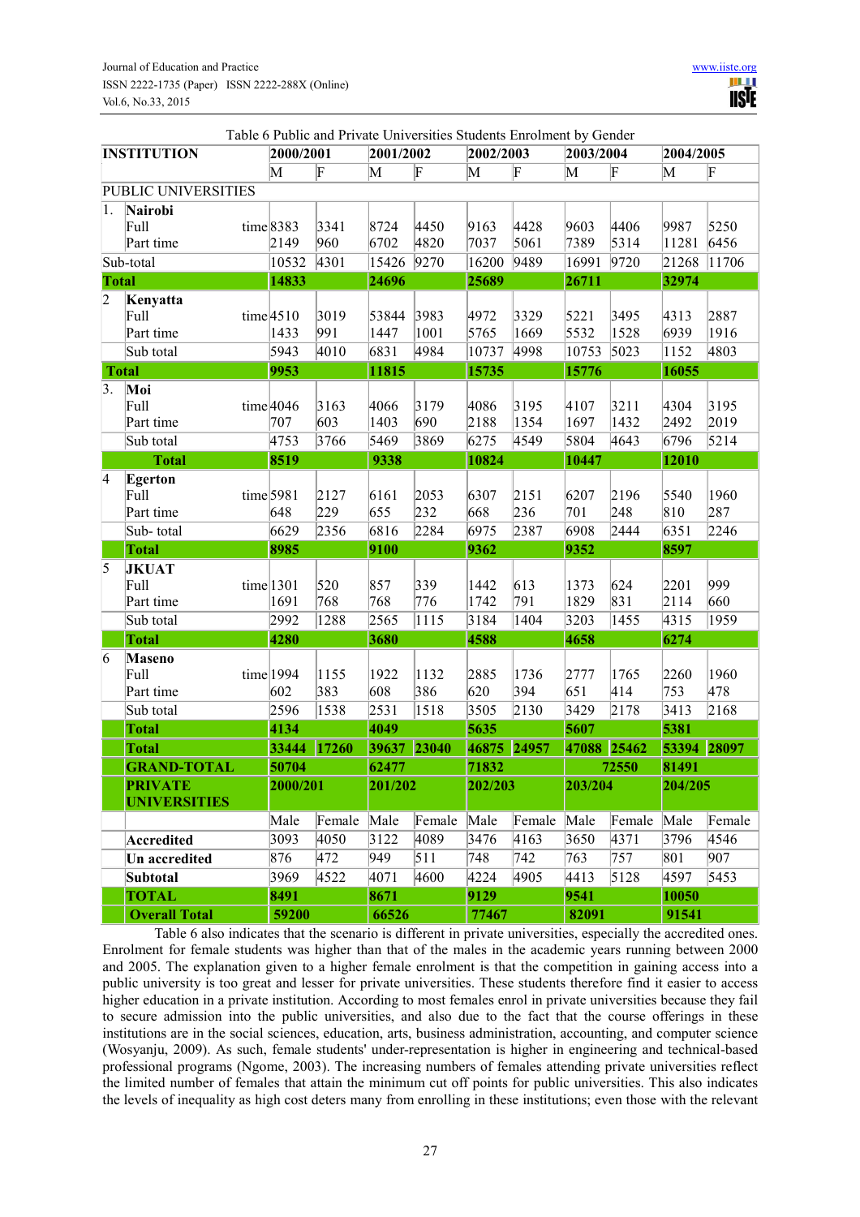Table 6 Public and Private Universities Students Enrolment by Gender

| INSTITUTION | | 2000/2001 | | 2001/2002 | | 2002/2003 | | 2003/2004 | | 2004/2005 | |
|---|---|---|---|---|---|---|---|---|---|---|---|
| | | M | F | M | F | M | F | M | F | M | F |
| PUBLIC UNIVERSITIES | | | | | | | | | | | |
| 1. | **Nairobi** | | | | | | | | | | |
| | Full time | 8383 | 3341 | 8724 | 4450 | 9163 | 4428 | 9603 | 4406 | 9987 | 5250 |
| | Part time | 2149 | 960 | 6702 | 4820 | 7037 | 5061 | 7389 | 5314 | 11281 | 6456 |
| Sub-total | | 10532 | 4301 | 15426 | 9270 | 16200 | 9489 | 16991 | 9720 | 21268 | 11706 |
| **Total** | | **14833** | | **24696** | | **25689** | | **26711** | | **32974** | |
| 2 | **Kenyatta** | | | | | | | | | | |
| | Full time | 4510 | 3019 | 53844 | 3983 | 4972 | 3329 | 5221 | 3495 | 4313 | 2887 |
| | Part time | 1433 | 991 | 1447 | 1001 | 5765 | 1669 | 5532 | 1528 | 6939 | 1916 |
| | Sub total | 5943 | 4010 | 6831 | 4984 | 10737 | 4998 | 10753 | 5023 | 1152 | 4803 |
| **Total** | | **9953** | | **11815** | | **15735** | | **15776** | | **16055** | |
| 3. | **Moi** | | | | | | | | | | |
| | Full time | 4046 | 3163 | 4066 | 3179 | 4086 | 3195 | 4107 | 3211 | 4304 | 3195 |
| | Part time | 707 | 603 | 1403 | 690 | 2188 | 1354 | 1697 | 1432 | 2492 | 2019 |
| | Sub total | 4753 | 3766 | 5469 | 3869 | 6275 | 4549 | 5804 | 4643 | 6796 | 5214 |
| | **Total** | **8519** | | **9338** | | **10824** | | **10447** | | **12010** | |
| 4 | **Egerton** | | | | | | | | | | |
| | Full time | 5981 | 2127 | 6161 | 2053 | 6307 | 2151 | 6207 | 2196 | 5540 | 1960 |
| | Part time | 648 | 229 | 655 | 232 | 668 | 236 | 701 | 248 | 810 | 287 |
| | Sub- total | 6629 | 2356 | 6816 | 2284 | 6975 | 2387 | 6908 | 2444 | 6351 | 2246 |
| | **Total** | **8985** | | **9100** | | **9362** | | **9352** | | **8597** | |
| 5 | **JKUAT** | | | | | | | | | | |
| | Full time | 1301 | 520 | 857 | 339 | 1442 | 613 | 1373 | 624 | 2201 | 999 |
| | Part time | 1691 | 768 | 768 | 776 | 1742 | 791 | 1829 | 831 | 2114 | 660 |
| | Sub total | 2992 | 1288 | 2565 | 1115 | 3184 | 1404 | 3203 | 1455 | 4315 | 1959 |
| | **Total** | **4280** | | **3680** | | **4588** | | **4658** | | **6274** | |
| 6 | **Maseno** | | | | | | | | | | |
| | Full time | 1994 | 1155 | 1922 | 1132 | 2885 | 1736 | 2777 | 1765 | 2260 | 1960 |
| | Part time | 602 | 383 | 608 | 386 | 620 | 394 | 651 | 414 | 753 | 478 |
| | Sub total | 2596 | 1538 | 2531 | 1518 | 3505 | 2130 | 3429 | 2178 | 3413 | 2168 |
| | **Total** | **4134** | | **4049** | | **5635** | | **5607** | | **5381** | |
| | **Total** | **33444** | **17260** | **39637** | **23040** | **46875** | **24957** | **47088** | **25462** | **53394** | **28097** |
| | **GRAND-TOTAL** | **50704** | | **62477** | | **71832** | | **72550** | | **81491** | |
| | **PRIVATE UNIVERSITIES** | **2000/201** | | **201/202** | | **202/203** | | **203/204** | | **204/205** | |
| | | Male | Female | Male | Female | Male | Female | Male | Female | Male | Female |
| | **Accredited** | 3093 | 4050 | 3122 | 4089 | 3476 | 4163 | 3650 | 4371 | 3796 | 4546 |
| | **Un accredited** | 876 | 472 | 949 | 511 | 748 | 742 | 763 | 757 | 801 | 907 |
| | **Subtotal** | 3969 | 4522 | 4071 | 4600 | 4224 | 4905 | 4413 | 5128 | 4597 | 5453 |
| | **TOTAL** | **8491** | | **8671** | | **9129** | | **9541** | | **10050** | |
| | **Overall Total** | **59200** | | **66526** | | **77467** | | **82091** | | **91541** | |

Table 6 also indicates that the scenario is different in private universities, especially the accredited ones. Enrolment for female students was higher than that of the males in the academic years running between 2000 and 2005. The explanation given to a higher female enrolment is that the competition in gaining access into a public university is too great and lesser for private universities. These students therefore find it easier to access higher education in a private institution. According to most females enrol in private universities because they fail to secure admission into the public universities, and also due to the fact that the course offerings in these institutions are in the social sciences, education, arts, business administration, accounting, and computer science (Wosyanju, 2009). As such, female students' under-representation is higher in engineering and technical-based professional programs (Ngome, 2003). The increasing numbers of females attending private universities reflect the limited number of females that attain the minimum cut off points for public universities. This also indicates the levels of inequality as high cost deters many from enrolling in these institutions; even those with the relevant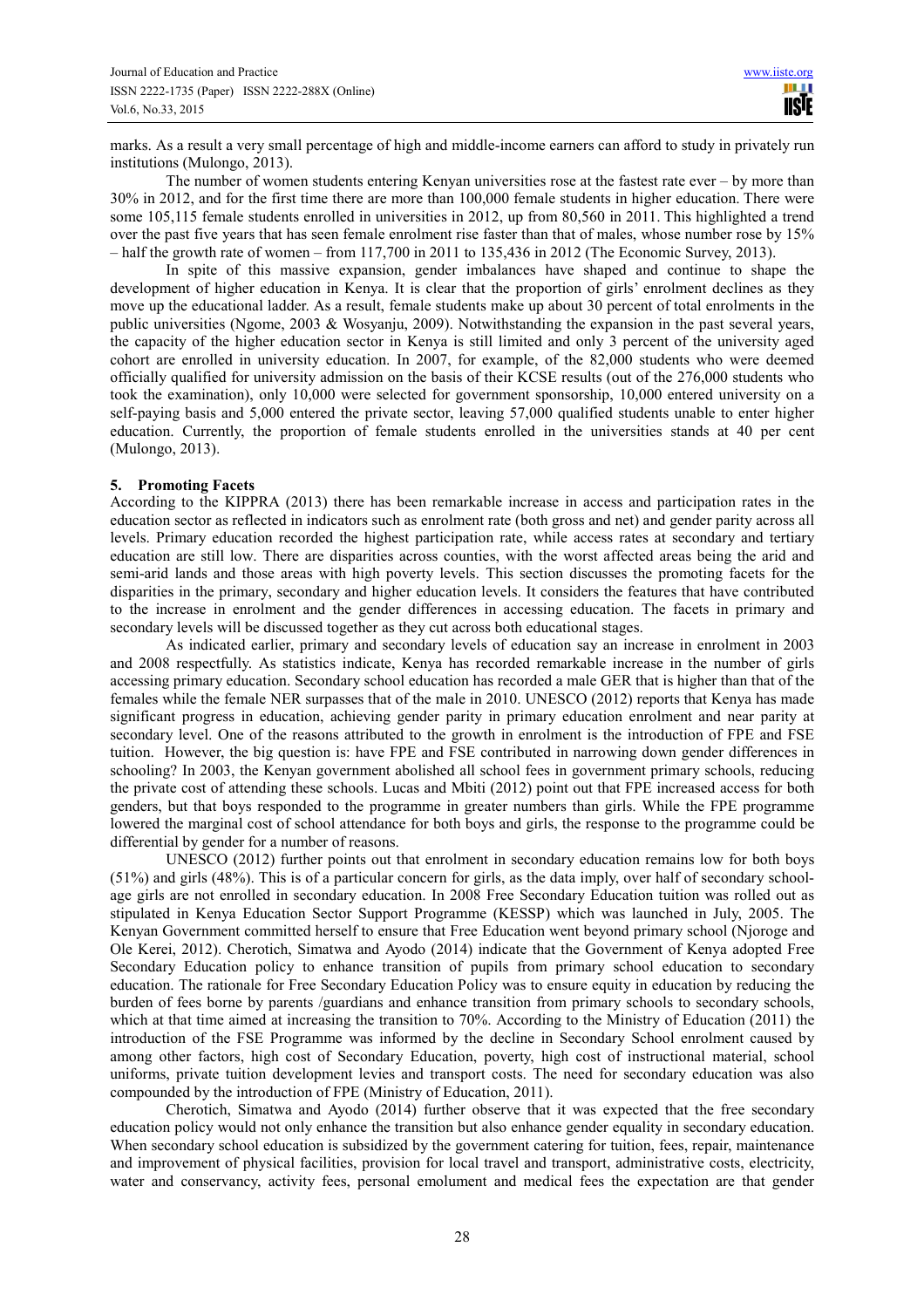marks. As a result a very small percentage of high and middle-income earners can afford to study in privately run institutions (Mulongo, 2013).

The number of women students entering Kenyan universities rose at the fastest rate ever – by more than 30% in 2012, and for the first time there are more than 100,000 female students in higher education. There were some 105,115 female students enrolled in universities in 2012, up from 80,560 in 2011. This highlighted a trend over the past five years that has seen female enrolment rise faster than that of males, whose number rose by 15% – half the growth rate of women – from 117,700 in 2011 to 135,436 in 2012 (The Economic Survey, 2013).

In spite of this massive expansion, gender imbalances have shaped and continue to shape the development of higher education in Kenya. It is clear that the proportion of girls' enrolment declines as they move up the educational ladder. As a result, female students make up about 30 percent of total enrolments in the public universities (Ngome, 2003 & Wosyanju, 2009). Notwithstanding the expansion in the past several years, the capacity of the higher education sector in Kenya is still limited and only 3 percent of the university aged cohort are enrolled in university education. In 2007, for example, of the 82,000 students who were deemed officially qualified for university admission on the basis of their KCSE results (out of the 276,000 students who took the examination), only 10,000 were selected for government sponsorship, 10,000 entered university on a self-paying basis and 5,000 entered the private sector, leaving 57,000 qualified students unable to enter higher education. Currently, the proportion of female students enrolled in the universities stands at 40 per cent (Mulongo, 2013).

## 5. Promoting Facets

According to the KIPPRA (2013) there has been remarkable increase in access and participation rates in the education sector as reflected in indicators such as enrolment rate (both gross and net) and gender parity across all levels. Primary education recorded the highest participation rate, while access rates at secondary and tertiary education are still low. There are disparities across counties, with the worst affected areas being the arid and semi-arid lands and those areas with high poverty levels. This section discusses the promoting facets for the disparities in the primary, secondary and higher education levels. It considers the features that have contributed to the increase in enrolment and the gender differences in accessing education. The facets in primary and secondary levels will be discussed together as they cut across both educational stages.

As indicated earlier, primary and secondary levels of education say an increase in enrolment in 2003 and 2008 respectfully. As statistics indicate, Kenya has recorded remarkable increase in the number of girls accessing primary education. Secondary school education has recorded a male GER that is higher than that of the females while the female NER surpasses that of the male in 2010. UNESCO (2012) reports that Kenya has made significant progress in education, achieving gender parity in primary education enrolment and near parity at secondary level. One of the reasons attributed to the growth in enrolment is the introduction of FPE and FSE tuition. However, the big question is: have FPE and FSE contributed in narrowing down gender differences in schooling? In 2003, the Kenyan government abolished all school fees in government primary schools, reducing the private cost of attending these schools. Lucas and Mbiti (2012) point out that FPE increased access for both genders, but that boys responded to the programme in greater numbers than girls. While the FPE programme lowered the marginal cost of school attendance for both boys and girls, the response to the programme could be differential by gender for a number of reasons.

UNESCO (2012) further points out that enrolment in secondary education remains low for both boys (51%) and girls (48%). This is of a particular concern for girls, as the data imply, over half of secondary school-age girls are not enrolled in secondary education. In 2008 Free Secondary Education tuition was rolled out as stipulated in Kenya Education Sector Support Programme (KESSP) which was launched in July, 2005. The Kenyan Government committed herself to ensure that Free Education went beyond primary school (Njoroge and Ole Kerei, 2012). Cherotich, Simatwa and Ayodo (2014) indicate that the Government of Kenya adopted Free Secondary Education policy to enhance transition of pupils from primary school education to secondary education. The rationale for Free Secondary Education Policy was to ensure equity in education by reducing the burden of fees borne by parents /guardians and enhance transition from primary schools to secondary schools, which at that time aimed at increasing the transition to 70%. According to the Ministry of Education (2011) the introduction of the FSE Programme was informed by the decline in Secondary School enrolment caused by among other factors, high cost of Secondary Education, poverty, high cost of instructional material, school uniforms, private tuition development levies and transport costs. The need for secondary education was also compounded by the introduction of FPE (Ministry of Education, 2011).

Cherotich, Simatwa and Ayodo (2014) further observe that it was expected that the free secondary education policy would not only enhance the transition but also enhance gender equality in secondary education. When secondary school education is subsidized by the government catering for tuition, fees, repair, maintenance and improvement of physical facilities, provision for local travel and transport, administrative costs, electricity, water and conservancy, activity fees, personal emolument and medical fees the expectation are that gender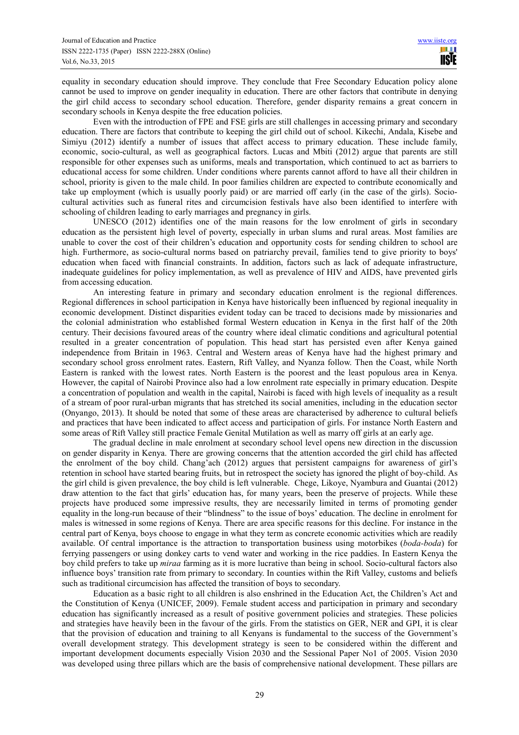equality in secondary education should improve. They conclude that Free Secondary Education policy alone cannot be used to improve on gender inequality in education. There are other factors that contribute in denying the girl child access to secondary school education. Therefore, gender disparity remains a great concern in secondary schools in Kenya despite the free education policies.

Even with the introduction of FPE and FSE girls are still challenges in accessing primary and secondary education. There are factors that contribute to keeping the girl child out of school. Kikechi, Andala, Kisebe and Simiyu (2012) identify a number of issues that affect access to primary education. These include family, economic, socio-cultural, as well as geographical factors. Lucas and Mbiti (2012) argue that parents are still responsible for other expenses such as uniforms, meals and transportation, which continued to act as barriers to educational access for some children. Under conditions where parents cannot afford to have all their children in school, priority is given to the male child. In poor families children are expected to contribute economically and take up employment (which is usually poorly paid) or are married off early (in the case of the girls). Socio-cultural activities such as funeral rites and circumcision festivals have also been identified to interfere with schooling of children leading to early marriages and pregnancy in girls.

UNESCO (2012) identifies one of the main reasons for the low enrolment of girls in secondary education as the persistent high level of poverty, especially in urban slums and rural areas. Most families are unable to cover the cost of their children's education and opportunity costs for sending children to school are high. Furthermore, as socio-cultural norms based on patriarchy prevail, families tend to give priority to boys' education when faced with financial constraints. In addition, factors such as lack of adequate infrastructure, inadequate guidelines for policy implementation, as well as prevalence of HIV and AIDS, have prevented girls from accessing education.

An interesting feature in primary and secondary education enrolment is the regional differences. Regional differences in school participation in Kenya have historically been influenced by regional inequality in economic development. Distinct disparities evident today can be traced to decisions made by missionaries and the colonial administration who established formal Western education in Kenya in the first half of the 20th century. Their decisions favoured areas of the country where ideal climatic conditions and agricultural potential resulted in a greater concentration of population. This head start has persisted even after Kenya gained independence from Britain in 1963. Central and Western areas of Kenya have had the highest primary and secondary school gross enrolment rates. Eastern, Rift Valley, and Nyanza follow. Then the Coast, while North Eastern is ranked with the lowest rates. North Eastern is the poorest and the least populous area in Kenya. However, the capital of Nairobi Province also had a low enrolment rate especially in primary education. Despite a concentration of population and wealth in the capital, Nairobi is faced with high levels of inequality as a result of a stream of poor rural-urban migrants that has stretched its social amenities, including in the education sector (Onyango, 2013). It should be noted that some of these areas are characterised by adherence to cultural beliefs and practices that have been indicated to affect access and participation of girls. For instance North Eastern and some areas of Rift Valley still practice Female Genital Mutilation as well as marry off girls at an early age.

The gradual decline in male enrolment at secondary school level opens new direction in the discussion on gender disparity in Kenya. There are growing concerns that the attention accorded the girl child has affected the enrolment of the boy child. Chang'ach (2012) argues that persistent campaigns for awareness of girl's retention in school have started bearing fruits, but in retrospect the society has ignored the plight of boy-child. As the girl child is given prevalence, the boy child is left vulnerable. Chege, Likoye, Nyambura and Guantai (2012) draw attention to the fact that girls' education has, for many years, been the preserve of projects. While these projects have produced some impressive results, they are necessarily limited in terms of promoting gender equality in the long-run because of their "blindness" to the issue of boys' education. The decline in enrolment for males is witnessed in some regions of Kenya. There are area specific reasons for this decline. For instance in the central part of Kenya, boys choose to engage in what they term as concrete economic activities which are readily available. Of central importance is the attraction to transportation business using motorbikes (*boda-boda*) for ferrying passengers or using donkey carts to vend water and working in the rice paddies. In Eastern Kenya the boy child prefers to take up *miraa* farming as it is more lucrative than being in school. Socio-cultural factors also influence boys' transition rate from primary to secondary. In counties within the Rift Valley, customs and beliefs such as traditional circumcision has affected the transition of boys to secondary.

Education as a basic right to all children is also enshrined in the Education Act, the Children's Act and the Constitution of Kenya (UNICEF, 2009). Female student access and participation in primary and secondary education has significantly increased as a result of positive government policies and strategies. These policies and strategies have heavily been in the favour of the girls. From the statistics on GER, NER and GPI, it is clear that the provision of education and training to all Kenyans is fundamental to the success of the Government's overall development strategy. This development strategy is seen to be considered within the different and important development documents especially Vision 2030 and the Sessional Paper No1 of 2005. Vision 2030 was developed using three pillars which are the basis of comprehensive national development. These pillars are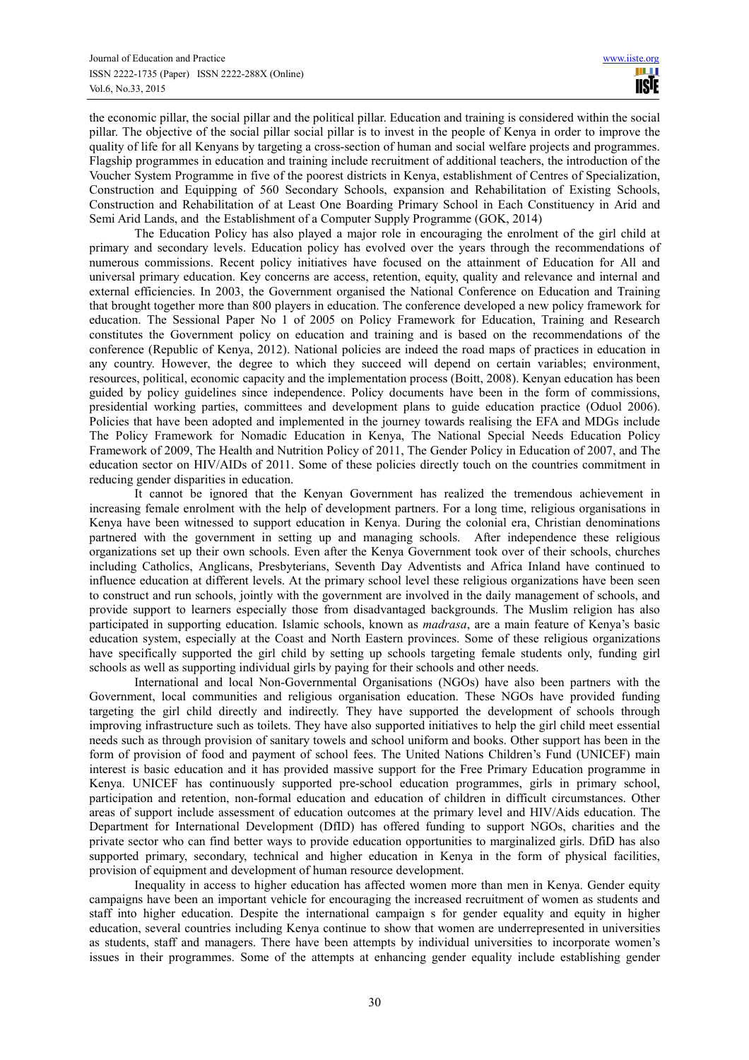the economic pillar, the social pillar and the political pillar. Education and training is considered within the social pillar. The objective of the social pillar social pillar is to invest in the people of Kenya in order to improve the quality of life for all Kenyans by targeting a cross-section of human and social welfare projects and programmes. Flagship programmes in education and training include recruitment of additional teachers, the introduction of the Voucher System Programme in five of the poorest districts in Kenya, establishment of Centres of Specialization, Construction and Equipping of 560 Secondary Schools, expansion and Rehabilitation of Existing Schools, Construction and Rehabilitation of at Least One Boarding Primary School in Each Constituency in Arid and Semi Arid Lands, and the Establishment of a Computer Supply Programme (GOK, 2014)

The Education Policy has also played a major role in encouraging the enrolment of the girl child at primary and secondary levels. Education policy has evolved over the years through the recommendations of numerous commissions. Recent policy initiatives have focused on the attainment of Education for All and universal primary education. Key concerns are access, retention, equity, quality and relevance and internal and external efficiencies. In 2003, the Government organised the National Conference on Education and Training that brought together more than 800 players in education. The conference developed a new policy framework for education. The Sessional Paper No 1 of 2005 on Policy Framework for Education, Training and Research constitutes the Government policy on education and training and is based on the recommendations of the conference (Republic of Kenya, 2012). National policies are indeed the road maps of practices in education in any country. However, the degree to which they succeed will depend on certain variables; environment, resources, political, economic capacity and the implementation process (Boitt, 2008). Kenyan education has been guided by policy guidelines since independence. Policy documents have been in the form of commissions, presidential working parties, committees and development plans to guide education practice (Oduol 2006). Policies that have been adopted and implemented in the journey towards realising the EFA and MDGs include The Policy Framework for Nomadic Education in Kenya, The National Special Needs Education Policy Framework of 2009, The Health and Nutrition Policy of 2011, The Gender Policy in Education of 2007, and The education sector on HIV/AIDs of 2011. Some of these policies directly touch on the countries commitment in reducing gender disparities in education.

It cannot be ignored that the Kenyan Government has realized the tremendous achievement in increasing female enrolment with the help of development partners. For a long time, religious organisations in Kenya have been witnessed to support education in Kenya. During the colonial era, Christian denominations partnered with the government in setting up and managing schools. After independence these religious organizations set up their own schools. Even after the Kenya Government took over of their schools, churches including Catholics, Anglicans, Presbyterians, Seventh Day Adventists and Africa Inland have continued to influence education at different levels. At the primary school level these religious organizations have been seen to construct and run schools, jointly with the government are involved in the daily management of schools, and provide support to learners especially those from disadvantaged backgrounds. The Muslim religion has also participated in supporting education. Islamic schools, known as *madrasa*, are a main feature of Kenya's basic education system, especially at the Coast and North Eastern provinces. Some of these religious organizations have specifically supported the girl child by setting up schools targeting female students only, funding girl schools as well as supporting individual girls by paying for their schools and other needs.

International and local Non-Governmental Organisations (NGOs) have also been partners with the Government, local communities and religious organisation education. These NGOs have provided funding targeting the girl child directly and indirectly. They have supported the development of schools through improving infrastructure such as toilets. They have also supported initiatives to help the girl child meet essential needs such as through provision of sanitary towels and school uniform and books. Other support has been in the form of provision of food and payment of school fees. The United Nations Children's Fund (UNICEF) main interest is basic education and it has provided massive support for the Free Primary Education programme in Kenya. UNICEF has continuously supported pre-school education programmes, girls in primary school, participation and retention, non-formal education and education of children in difficult circumstances. Other areas of support include assessment of education outcomes at the primary level and HIV/Aids education. The Department for International Development (DfID) has offered funding to support NGOs, charities and the private sector who can find better ways to provide education opportunities to marginalized girls. DfiD has also supported primary, secondary, technical and higher education in Kenya in the form of physical facilities, provision of equipment and development of human resource development.

Inequality in access to higher education has affected women more than men in Kenya. Gender equity campaigns have been an important vehicle for encouraging the increased recruitment of women as students and staff into higher education. Despite the international campaign s for gender equality and equity in higher education, several countries including Kenya continue to show that women are underrepresented in universities as students, staff and managers. There have been attempts by individual universities to incorporate women's issues in their programmes. Some of the attempts at enhancing gender equality include establishing gender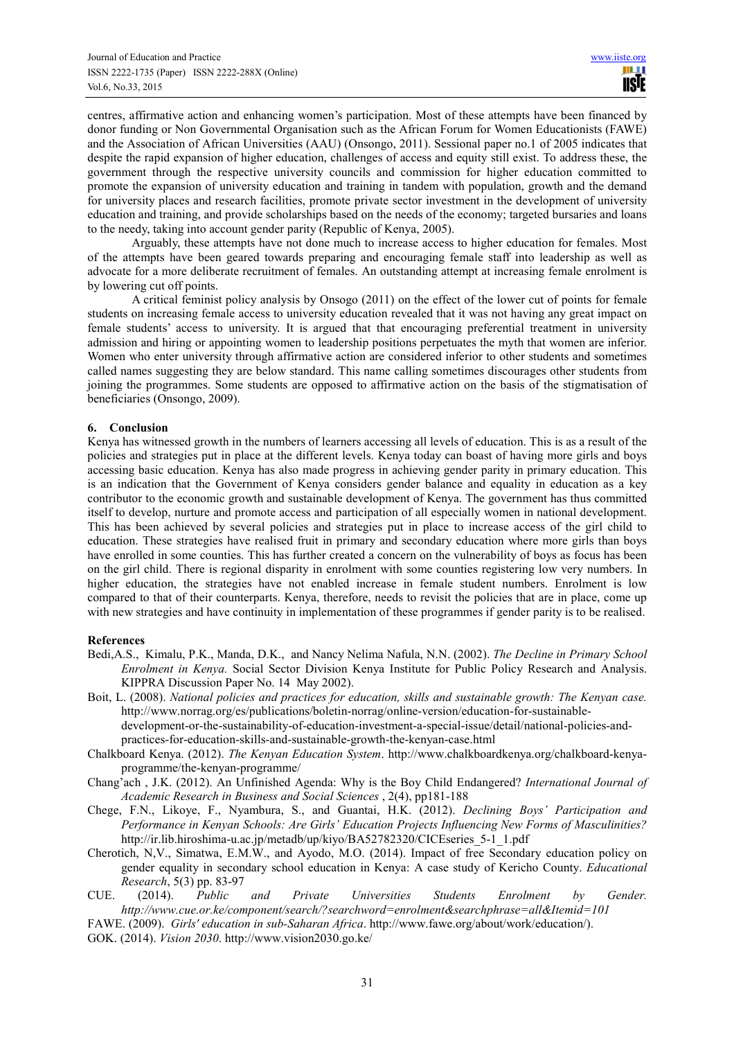centres, affirmative action and enhancing women's participation. Most of these attempts have been financed by donor funding or Non Governmental Organisation such as the African Forum for Women Educationists (FAWE) and the Association of African Universities (AAU) (Onsongo, 2011). Sessional paper no.1 of 2005 indicates that despite the rapid expansion of higher education, challenges of access and equity still exist. To address these, the government through the respective university councils and commission for higher education committed to promote the expansion of university education and training in tandem with population, growth and the demand for university places and research facilities, promote private sector investment in the development of university education and training, and provide scholarships based on the needs of the economy; targeted bursaries and loans to the needy, taking into account gender parity (Republic of Kenya, 2005).

Arguably, these attempts have not done much to increase access to higher education for females. Most of the attempts have been geared towards preparing and encouraging female staff into leadership as well as advocate for a more deliberate recruitment of females. An outstanding attempt at increasing female enrolment is by lowering cut off points.

A critical feminist policy analysis by Onsogo (2011) on the effect of the lower cut of points for female students on increasing female access to university education revealed that it was not having any great impact on female students' access to university. It is argued that that encouraging preferential treatment in university admission and hiring or appointing women to leadership positions perpetuates the myth that women are inferior. Women who enter university through affirmative action are considered inferior to other students and sometimes called names suggesting they are below standard. This name calling sometimes discourages other students from joining the programmes. Some students are opposed to affirmative action on the basis of the stigmatisation of beneficiaries (Onsongo, 2009).

## 6. Conclusion

Kenya has witnessed growth in the numbers of learners accessing all levels of education. This is as a result of the policies and strategies put in place at the different levels. Kenya today can boast of having more girls and boys accessing basic education. Kenya has also made progress in achieving gender parity in primary education. This is an indication that the Government of Kenya considers gender balance and equality in education as a key contributor to the economic growth and sustainable development of Kenya. The government has thus committed itself to develop, nurture and promote access and participation of all especially women in national development. This has been achieved by several policies and strategies put in place to increase access of the girl child to education. These strategies have realised fruit in primary and secondary education where more girls than boys have enrolled in some counties. This has further created a concern on the vulnerability of boys as focus has been on the girl child. There is regional disparity in enrolment with some counties registering low very numbers. In higher education, the strategies have not enabled increase in female student numbers. Enrolment is low compared to that of their counterparts. Kenya, therefore, needs to revisit the policies that are in place, come up with new strategies and have continuity in implementation of these programmes if gender parity is to be realised.

## References

Bedi,A.S., Kimalu, P.K., Manda, D.K., and Nancy Nelima Nafula, N.N. (2002). *The Decline in Primary School Enrolment in Kenya.* Social Sector Division Kenya Institute for Public Policy Research and Analysis. KIPPRA Discussion Paper No. 14 May 2002).

Boit, L. (2008). *National policies and practices for education, skills and sustainable growth: The Kenyan case.* http://www.norrag.org/es/publications/boletin-norrag/online-version/education-for-sustainable-development-or-the-sustainability-of-education-investment-a-special-issue/detail/national-policies-and-practices-for-education-skills-and-sustainable-growth-the-kenyan-case.html

Chalkboard Kenya. (2012). *The Kenyan Education System*. http://www.chalkboardkenya.org/chalkboard-kenya-programme/the-kenyan-programme/

Chang'ach , J.K. (2012). An Unfinished Agenda: Why is the Boy Child Endangered? *International Journal of Academic Research in Business and Social Sciences* , 2(4), pp181-188

Chege, F.N., Likoye, F., Nyambura, S., and Guantai, H.K. (2012). *Declining Boys' Participation and Performance in Kenyan Schools: Are Girls' Education Projects Influencing New Forms of Masculinities?* http://ir.lib.hiroshima-u.ac.jp/metadb/up/kiyo/BA52782320/CICEseries_5-1_1.pdf

Cherotich, N,V., Simatwa, E.M.W., and Ayodo, M.O. (2014). Impact of free Secondary education policy on gender equality in secondary school education in Kenya: A case study of Kericho County. *Educational Research*, 5(3) pp. 83-97

CUE. (2014). *Public and Private Universities Students Enrolment by Gender. http://www.cue.or.ke/component/search/?searchword=enrolment&searchphrase=all&Itemid=101*

FAWE. (2009). *Girls' education in sub-Saharan Africa*. http://www.fawe.org/about/work/education/).

GOK. (2014). *Vision 2030*. http://www.vision2030.go.ke/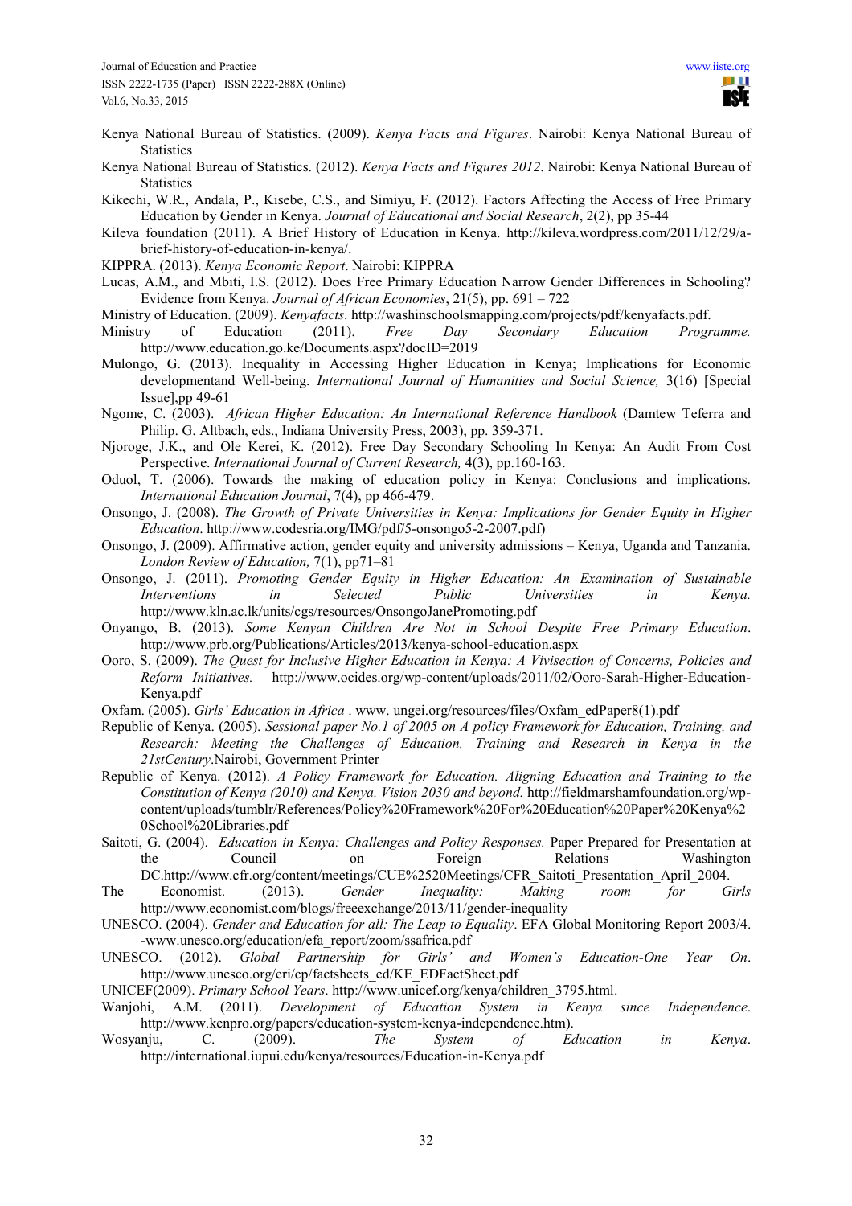Kenya National Bureau of Statistics. (2009). *Kenya Facts and Figures*. Nairobi: Kenya National Bureau of Statistics

Kenya National Bureau of Statistics. (2012). *Kenya Facts and Figures 2012*. Nairobi: Kenya National Bureau of Statistics

Kikechi, W.R., Andala, P., Kisebe, C.S., and Simiyu, F. (2012). Factors Affecting the Access of Free Primary Education by Gender in Kenya. *Journal of Educational and Social Research*, 2(2), pp 35-44

Kileva foundation (2011). A Brief History of Education in Kenya. http://kileva.wordpress.com/2011/12/29/a-brief-history-of-education-in-kenya/.

KIPPRA. (2013). *Kenya Economic Report*. Nairobi: KIPPRA

Lucas, A.M., and Mbiti, I.S. (2012). Does Free Primary Education Narrow Gender Differences in Schooling? Evidence from Kenya. *Journal of African Economies*, 21(5), pp. 691 – 722

Ministry of Education. (2009). *Kenyafacts*. http://washinschoolsmapping.com/projects/pdf/kenyafacts.pdf.

Ministry of Education (2011). *Free Day Secondary Education Programme.* http://www.education.go.ke/Documents.aspx?docID=2019

Mulongo, G. (2013). Inequality in Accessing Higher Education in Kenya; Implications for Economic developmentand Well-being. *International Journal of Humanities and Social Science,* 3(16) [Special Issue],pp 49-61

Ngome, C. (2003). *African Higher Education: An International Reference Handbook* (Damtew Teferra and Philip. G. Altbach, eds., Indiana University Press, 2003), pp. 359-371.

Njoroge, J.K., and Ole Kerei, K. (2012). Free Day Secondary Schooling In Kenya: An Audit From Cost Perspective. *International Journal of Current Research,* 4(3), pp.160-163.

Oduol, T. (2006). Towards the making of education policy in Kenya: Conclusions and implications. *International Education Journal*, 7(4), pp 466-479.

Onsongo, J. (2008). *The Growth of Private Universities in Kenya: Implications for Gender Equity in Higher Education*. http://www.codesria.org/IMG/pdf/5-onsongo5-2-2007.pdf)

Onsongo, J. (2009). Affirmative action, gender equity and university admissions – Kenya, Uganda and Tanzania. *London Review of Education,* 7(1), pp71–81

Onsongo, J. (2011). *Promoting Gender Equity in Higher Education: An Examination of Sustainable Interventions in Selected Public Universities in Kenya.* http://www.kln.ac.lk/units/cgs/resources/OnsongoJanePromoting.pdf

Onyango, B. (2013). *Some Kenyan Children Are Not in School Despite Free Primary Education*. http://www.prb.org/Publications/Articles/2013/kenya-school-education.aspx

Ooro, S. (2009). *The Quest for Inclusive Higher Education in Kenya: A Vivisection of Concerns, Policies and Reform Initiatives.* http://www.ocides.org/wp-content/uploads/2011/02/Ooro-Sarah-Higher-Education-Kenya.pdf

Oxfam. (2005). *Girls' Education in Africa* . www. ungei.org/resources/files/Oxfam_edPaper8(1).pdf

Republic of Kenya. (2005). *Sessional paper No.1 of 2005 on A policy Framework for Education, Training, and Research: Meeting the Challenges of Education, Training and Research in Kenya in the 21stCentury*.Nairobi, Government Printer

Republic of Kenya. (2012). *A Policy Framework for Education. Aligning Education and Training to the Constitution of Kenya (2010) and Kenya. Vision 2030 and beyond.* http://fieldmarshamfoundation.org/wp-content/uploads/tumblr/References/Policy%20Framework%20For%20Education%20Paper%20Kenya%20School%20Libraries.pdf

Saitoti, G. (2004). *Education in Kenya: Challenges and Policy Responses.* Paper Prepared for Presentation at the Council on Foreign Relations Washington DC.http://www.cfr.org/content/meetings/CUE%2520Meetings/CFR_Saitoti_Presentation_April_2004.

The Economist. (2013). *Gender Inequality: Making room for Girls* http://www.economist.com/blogs/freeexchange/2013/11/gender-inequality

UNESCO. (2004). *Gender and Education for all: The Leap to Equality*. EFA Global Monitoring Report 2003/4. -www.unesco.org/education/efa_report/zoom/ssafrica.pdf

UNESCO. (2012). *Global Partnership for Girls' and Women's Education-One Year On*. http://www.unesco.org/eri/cp/factsheets_ed/KE_EDFactSheet.pdf

UNICEF(2009). *Primary School Years*. http://www.unicef.org/kenya/children_3795.html.

Wanjohi, A.M. (2011). *Development of Education System in Kenya since Independence*. http://www.kenpro.org/papers/education-system-kenya-independence.htm).

Wosyanju, C. (2009). *The System of Education in Kenya*. http://international.iupui.edu/kenya/resources/Education-in-Kenya.pdf